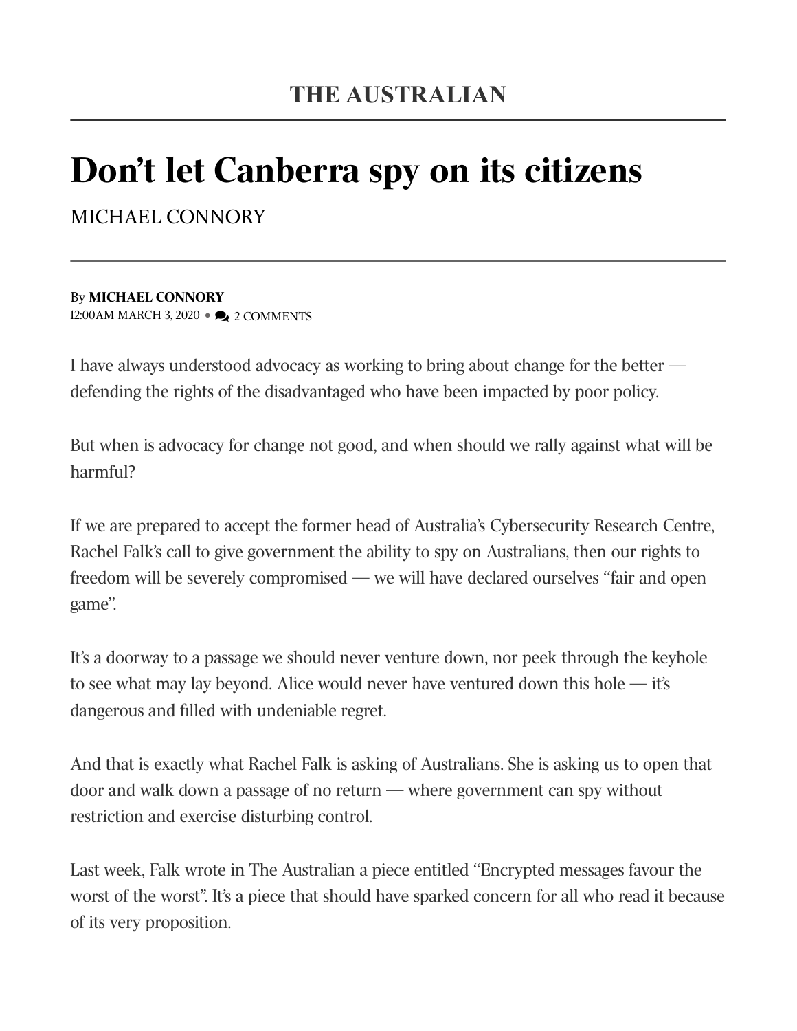THE AUSTRALIAN

# Don't let Canberra spy on its citizens

MICHAEL CONNORY

By **MICHAEL CONNORY**
12:00AM MARCH 3, 2020 • 2 COMMENTS

I have always understood advocacy as working to bring about change for the better — defending the rights of the disadvantaged who have been impacted by poor policy.

But when is advocacy for change not good, and when should we rally against what will be harmful?

If we are prepared to accept the former head of Australia's Cybersecurity Research Centre, Rachel Falk's call to give government the ability to spy on Australians, then our rights to freedom will be severely compromised — we will have declared ourselves "fair and open game".

It's a doorway to a passage we should never venture down, nor peek through the keyhole to see what may lay beyond. Alice would never have ventured down this hole — it's dangerous and filled with undeniable regret.

And that is exactly what Rachel Falk is asking of Australians. She is asking us to open that door and walk down a passage of no return — where government can spy without restriction and exercise disturbing control.

Last week, Falk wrote in The Australian a piece entitled "Encrypted messages favour the worst of the worst". It's a piece that should have sparked concern for all who read it because of its very proposition.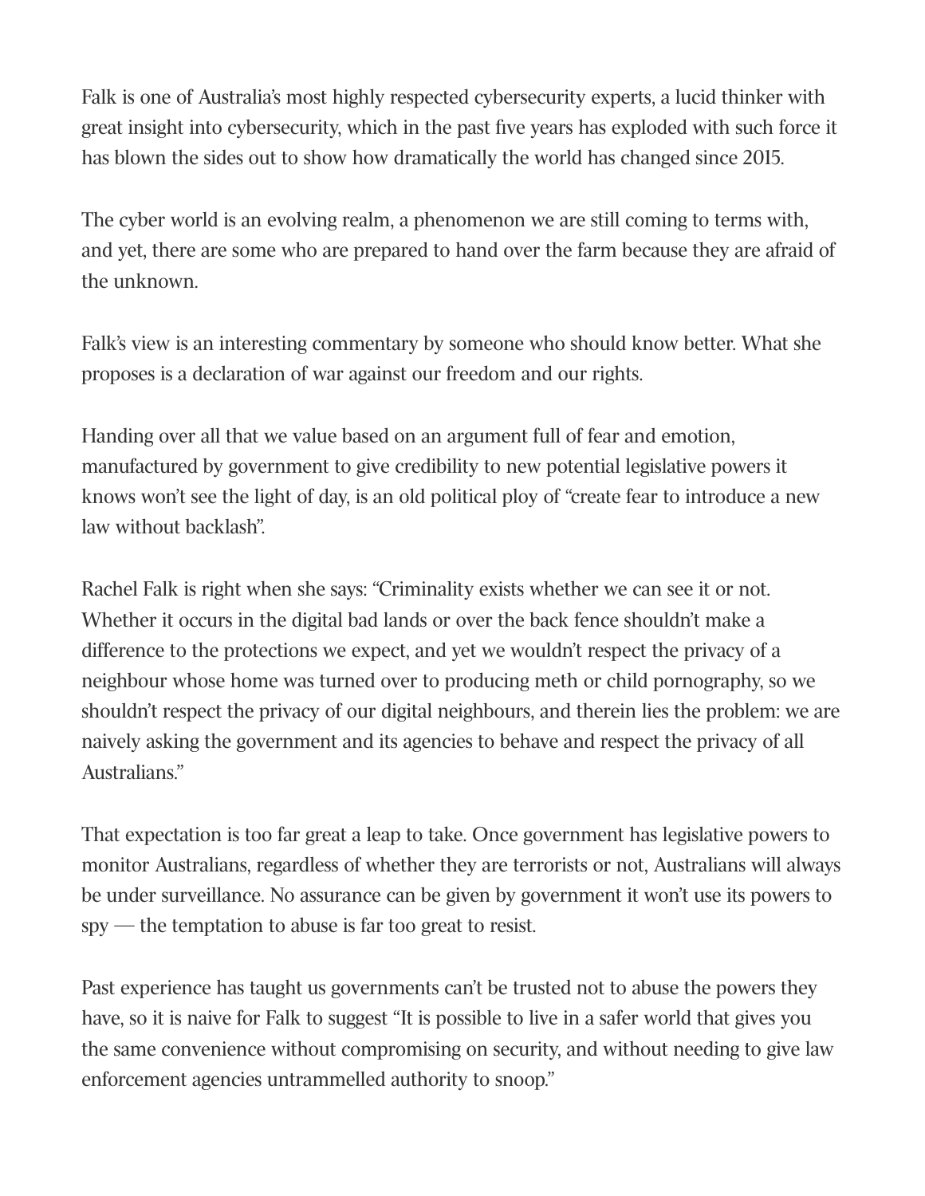Falk is one of Australia's most highly respected cybersecurity experts, a lucid thinker with great insight into cybersecurity, which in the past five years has exploded with such force it has blown the sides out to show how dramatically the world has changed since 2015.

The cyber world is an evolving realm, a phenomenon we are still coming to terms with, and yet, there are some who are prepared to hand over the farm because they are afraid of the unknown.

Falk's view is an interesting commentary by someone who should know better. What she proposes is a declaration of war against our freedom and our rights.

Handing over all that we value based on an argument full of fear and emotion, manufactured by government to give credibility to new potential legislative powers it knows won't see the light of day, is an old political ploy of "create fear to introduce a new law without backlash".

Rachel Falk is right when she says: "Criminality exists whether we can see it or not. Whether it occurs in the digital bad lands or over the back fence shouldn't make a difference to the protections we expect, and yet we wouldn't respect the privacy of a neighbour whose home was turned over to producing meth or child pornography, so we shouldn't respect the privacy of our digital neighbours, and therein lies the problem: we are naively asking the government and its agencies to behave and respect the privacy of all Australians."

That expectation is too far great a leap to take. Once government has legislative powers to monitor Australians, regardless of whether they are terrorists or not, Australians will always be under surveillance. No assurance can be given by government it won't use its powers to spy — the temptation to abuse is far too great to resist.

Past experience has taught us governments can't be trusted not to abuse the powers they have, so it is naive for Falk to suggest "It is possible to live in a safer world that gives you the same convenience without compromising on security, and without needing to give law enforcement agencies untrammelled authority to snoop."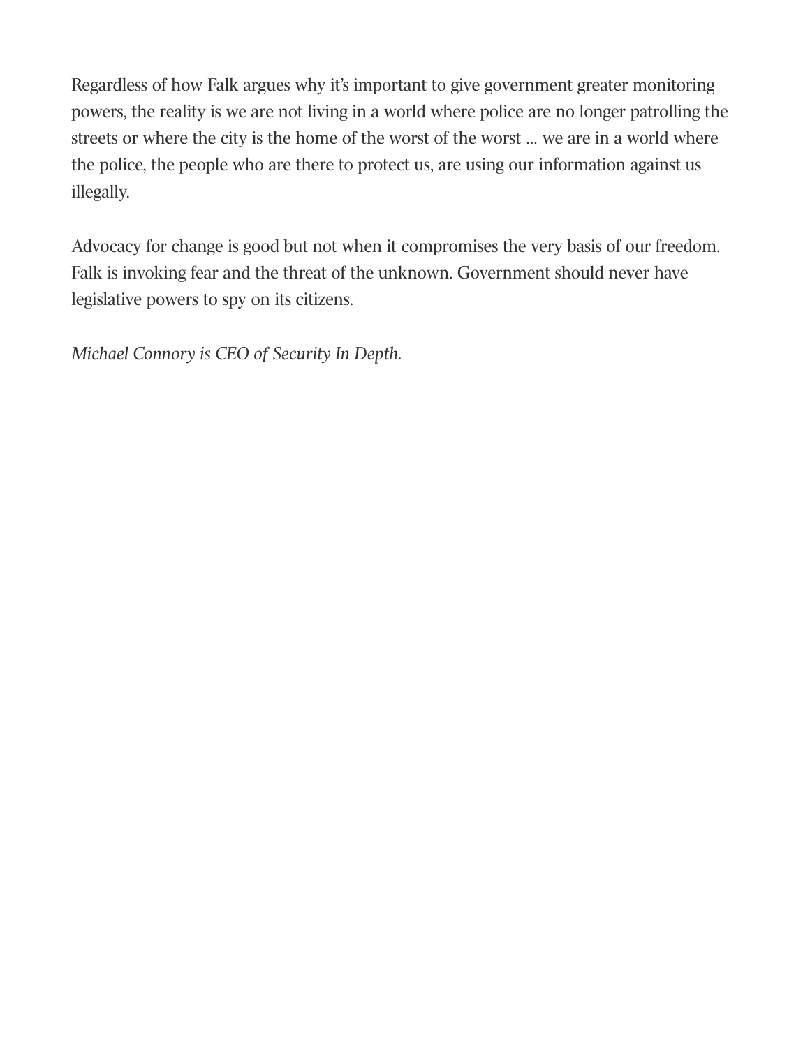Regardless of how Falk argues why it's important to give government greater monitoring powers, the reality is we are not living in a world where police are no longer patrolling the streets or where the city is the home of the worst of the worst ... we are in a world where the police, the people who are there to protect us, are using our information against us illegally.

Advocacy for change is good but not when it compromises the very basis of our freedom. Falk is invoking fear and the threat of the unknown. Government should never have legislative powers to spy on its citizens.

*Michael Connory is CEO of Security In Depth.*